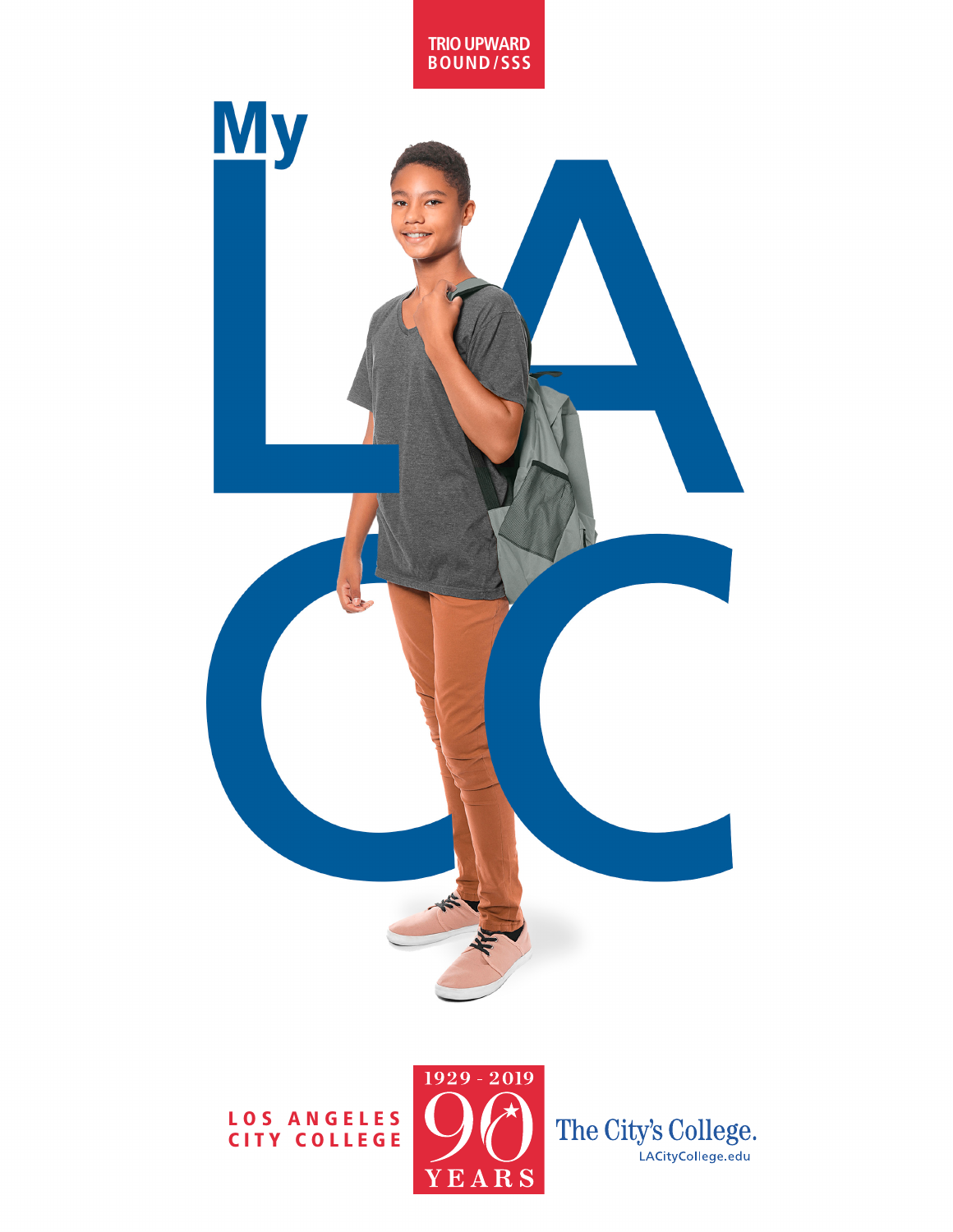TRIO UPWARD BOUND/SSS

# My LACC

LOS ANGELES CITY COLLEGE

1929 - 2019
90
YEARS

The City's College.
LACityCollege.edu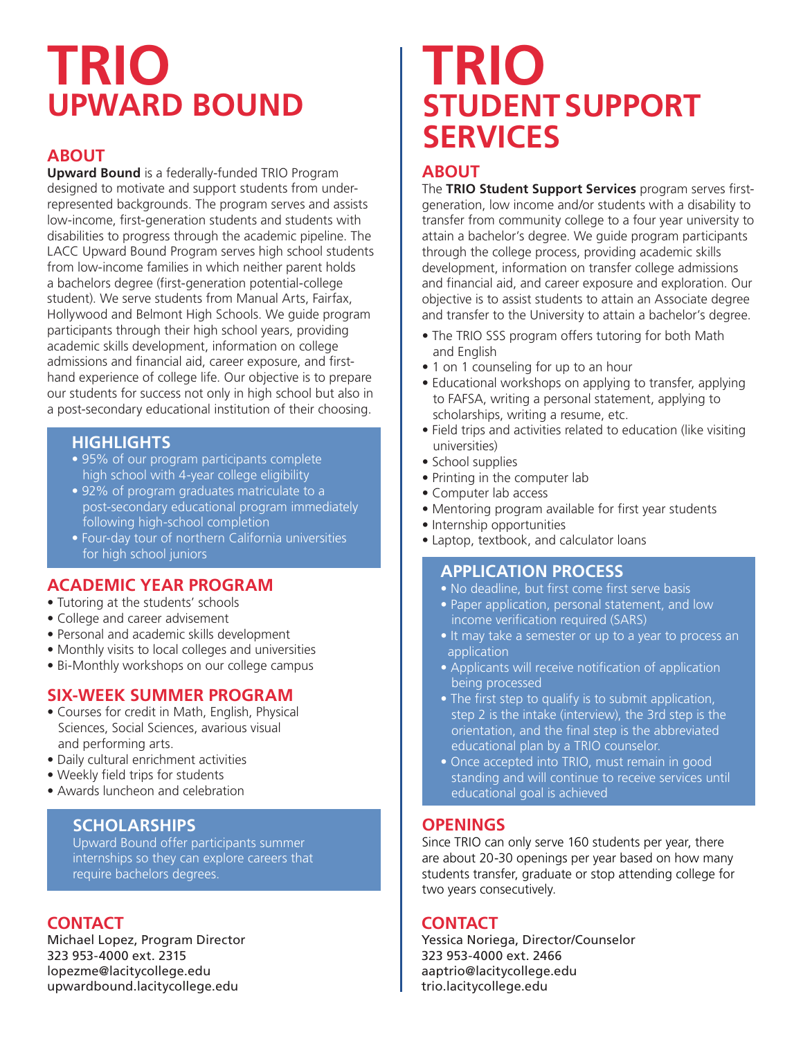# TRIO UPWARD BOUND

## ABOUT

**Upward Bound** is a federally-funded TRIO Program designed to motivate and support students from under-represented backgrounds. The program serves and assists low-income, first-generation students and students with disabilities to progress through the academic pipeline. The LACC Upward Bound Program serves high school students from low-income families in which neither parent holds a bachelors degree (first-generation potential-college student). We serve students from Manual Arts, Fairfax, Hollywood and Belmont High Schools. We guide program participants through their high school years, providing academic skills development, information on college admissions and financial aid, career exposure, and first-hand experience of college life. Our objective is to prepare our students for success not only in high school but also in a post-secondary educational institution of their choosing.

### HIGHLIGHTS

- 95% of our program participants complete high school with 4-year college eligibility
- 92% of program graduates matriculate to a post-secondary educational program immediately following high-school completion
- Four-day tour of northern California universities for high school juniors

## ACADEMIC YEAR PROGRAM

- Tutoring at the students' schools
- College and career advisement
- Personal and academic skills development
- Monthly visits to local colleges and universities
- Bi-Monthly workshops on our college campus

## SIX-WEEK SUMMER PROGRAM

- Courses for credit in Math, English, Physical Sciences, Social Sciences, avarious visual and performing arts.
- Daily cultural enrichment activities
- Weekly field trips for students
- Awards luncheon and celebration

### SCHOLARSHIPS

Upward Bound offer participants summer internships so they can explore careers that require bachelors degrees.

## CONTACT

Michael Lopez, Program Director
323 953-4000 ext. 2315
lopezme@lacitycollege.edu
upwardbound.lacitycollege.edu

# TRIO STUDENT SUPPORT SERVICES

## ABOUT

The **TRIO Student Support Services** program serves first-generation, low income and/or students with a disability to transfer from community college to a four year university to attain a bachelor's degree. We guide program participants through the college process, providing academic skills development, information on transfer college admissions and financial aid, and career exposure and exploration. Our objective is to assist students to attain an Associate degree and transfer to the University to attain a bachelor's degree.

- The TRIO SSS program offers tutoring for both Math and English
- 1 on 1 counseling for up to an hour
- Educational workshops on applying to transfer, applying to FAFSA, writing a personal statement, applying to scholarships, writing a resume, etc.
- Field trips and activities related to education (like visiting universities)
- School supplies
- Printing in the computer lab
- Computer lab access
- Mentoring program available for first year students
- Internship opportunities
- Laptop, textbook, and calculator loans

### APPLICATION PROCESS

- No deadline, but first come first serve basis
- Paper application, personal statement, and low income verification required (SARS)
- It may take a semester or up to a year to process an application
- Applicants will receive notification of application being processed
- The first step to qualify is to submit application, step 2 is the intake (interview), the 3rd step is the orientation, and the final step is the abbreviated educational plan by a TRIO counselor.
- Once accepted into TRIO, must remain in good standing and will continue to receive services until educational goal is achieved

## OPENINGS

Since TRIO can only serve 160 students per year, there are about 20-30 openings per year based on how many students transfer, graduate or stop attending college for two years consecutively.

## CONTACT

Yessica Noriega, Director/Counselor
323 953-4000 ext. 2466
aaptrio@lacitycollege.edu
trio.lacitycollege.edu